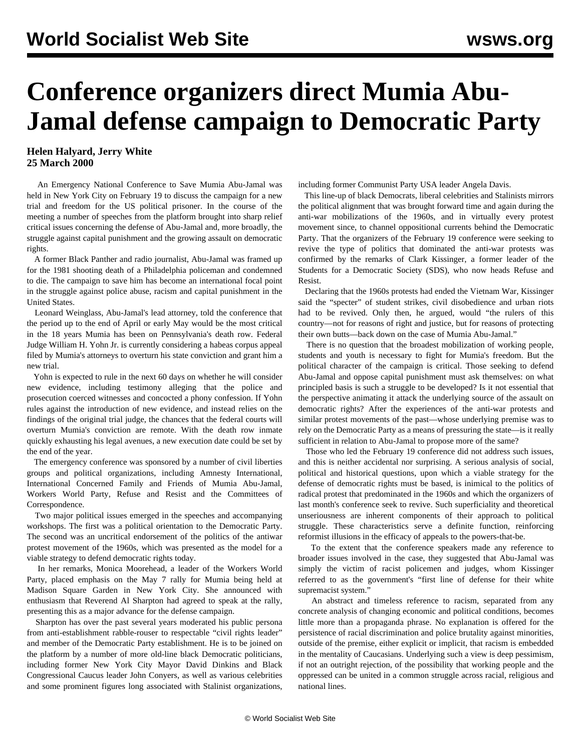# Conference organizers direct Mumia Abu-Jamal defense campaign to Democratic Party

**Helen Halyard, Jerry White**
**25 March 2000**

An Emergency National Conference to Save Mumia Abu-Jamal was held in New York City on February 19 to discuss the campaign for a new trial and freedom for the US political prisoner. In the course of the meeting a number of speeches from the platform brought into sharp relief critical issues concerning the defense of Abu-Jamal and, more broadly, the struggle against capital punishment and the growing assault on democratic rights.

A former Black Panther and radio journalist, Abu-Jamal was framed up for the 1981 shooting death of a Philadelphia policeman and condemned to die. The campaign to save him has become an international focal point in the struggle against police abuse, racism and capital punishment in the United States.

Leonard Weinglass, Abu-Jamal's lead attorney, told the conference that the period up to the end of April or early May would be the most critical in the 18 years Mumia has been on Pennsylvania's death row. Federal Judge William H. Yohn Jr. is currently considering a habeas corpus appeal filed by Mumia's attorneys to overturn his state conviction and grant him a new trial.

Yohn is expected to rule in the next 60 days on whether he will consider new evidence, including testimony alleging that the police and prosecution coerced witnesses and concocted a phony confession. If Yohn rules against the introduction of new evidence, and instead relies on the findings of the original trial judge, the chances that the federal courts will overturn Mumia's conviction are remote. With the death row inmate quickly exhausting his legal avenues, a new execution date could be set by the end of the year.

The emergency conference was sponsored by a number of civil liberties groups and political organizations, including Amnesty International, International Concerned Family and Friends of Mumia Abu-Jamal, Workers World Party, Refuse and Resist and the Committees of Correspondence.

Two major political issues emerged in the speeches and accompanying workshops. The first was a political orientation to the Democratic Party. The second was an uncritical endorsement of the politics of the antiwar protest movement of the 1960s, which was presented as the model for a viable strategy to defend democratic rights today.

In her remarks, Monica Moorehead, a leader of the Workers World Party, placed emphasis on the May 7 rally for Mumia being held at Madison Square Garden in New York City. She announced with enthusiasm that Reverend Al Sharpton had agreed to speak at the rally, presenting this as a major advance for the defense campaign.

Sharpton has over the past several years moderated his public persona from anti-establishment rabble-rouser to respectable "civil rights leader" and member of the Democratic Party establishment. He is to be joined on the platform by a number of more old-line black Democratic politicians, including former New York City Mayor David Dinkins and Black Congressional Caucus leader John Conyers, as well as various celebrities and some prominent figures long associated with Stalinist organizations, including former Communist Party USA leader Angela Davis.

This line-up of black Democrats, liberal celebrities and Stalinists mirrors the political alignment that was brought forward time and again during the anti-war mobilizations of the 1960s, and in virtually every protest movement since, to channel oppositional currents behind the Democratic Party. That the organizers of the February 19 conference were seeking to revive the type of politics that dominated the anti-war protests was confirmed by the remarks of Clark Kissinger, a former leader of the Students for a Democratic Society (SDS), who now heads Refuse and Resist.

Declaring that the 1960s protests had ended the Vietnam War, Kissinger said the "specter" of student strikes, civil disobedience and urban riots had to be revived. Only then, he argued, would "the rulers of this country—not for reasons of right and justice, but for reasons of protecting their own butts—back down on the case of Mumia Abu-Jamal."

There is no question that the broadest mobilization of working people, students and youth is necessary to fight for Mumia's freedom. But the political character of the campaign is critical. Those seeking to defend Abu-Jamal and oppose capital punishment must ask themselves: on what principled basis is such a struggle to be developed? Is it not essential that the perspective animating it attack the underlying source of the assault on democratic rights? After the experiences of the anti-war protests and similar protest movements of the past—whose underlying premise was to rely on the Democratic Party as a means of pressuring the state—is it really sufficient in relation to Abu-Jamal to propose more of the same?

Those who led the February 19 conference did not address such issues, and this is neither accidental nor surprising. A serious analysis of social, political and historical questions, upon which a viable strategy for the defense of democratic rights must be based, is inimical to the politics of radical protest that predominated in the 1960s and which the organizers of last month's conference seek to revive. Such superficiality and theoretical unseriousness are inherent components of their approach to political struggle. These characteristics serve a definite function, reinforcing reformist illusions in the efficacy of appeals to the powers-that-be.

To the extent that the conference speakers made any reference to broader issues involved in the case, they suggested that Abu-Jamal was simply the victim of racist policemen and judges, whom Kissinger referred to as the government's "first line of defense for their white supremacist system."

An abstract and timeless reference to racism, separated from any concrete analysis of changing economic and political conditions, becomes little more than a propaganda phrase. No explanation is offered for the persistence of racial discrimination and police brutality against minorities, outside of the premise, either explicit or implicit, that racism is embedded in the mentality of Caucasians. Underlying such a view is deep pessimism, if not an outright rejection, of the possibility that working people and the oppressed can be united in a common struggle across racial, religious and national lines.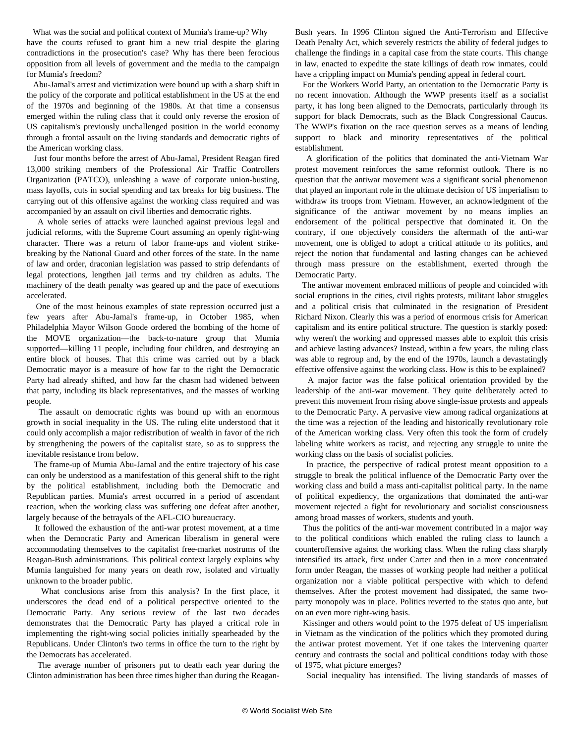What was the social and political context of Mumia's frame-up? Why have the courts refused to grant him a new trial despite the glaring contradictions in the prosecution's case? Why has there been ferocious opposition from all levels of government and the media to the campaign for Mumia's freedom?

Abu-Jamal's arrest and victimization were bound up with a sharp shift in the policy of the corporate and political establishment in the US at the end of the 1970s and beginning of the 1980s. At that time a consensus emerged within the ruling class that it could only reverse the erosion of US capitalism's previously unchallenged position in the world economy through a frontal assault on the living standards and democratic rights of the American working class.

Just four months before the arrest of Abu-Jamal, President Reagan fired 13,000 striking members of the Professional Air Traffic Controllers Organization (PATCO), unleashing a wave of corporate union-busting, mass layoffs, cuts in social spending and tax breaks for big business. The carrying out of this offensive against the working class required and was accompanied by an assault on civil liberties and democratic rights.

A whole series of attacks were launched against previous legal and judicial reforms, with the Supreme Court assuming an openly right-wing character. There was a return of labor frame-ups and violent strike-breaking by the National Guard and other forces of the state. In the name of law and order, draconian legislation was passed to strip defendants of legal protections, lengthen jail terms and try children as adults. The machinery of the death penalty was geared up and the pace of executions accelerated.

One of the most heinous examples of state repression occurred just a few years after Abu-Jamal's frame-up, in October 1985, when Philadelphia Mayor Wilson Goode ordered the bombing of the home of the MOVE organization—the back-to-nature group that Mumia supported—killing 11 people, including four children, and destroying an entire block of houses. That this crime was carried out by a black Democratic mayor is a measure of how far to the right the Democratic Party had already shifted, and how far the chasm had widened between that party, including its black representatives, and the masses of working people.

The assault on democratic rights was bound up with an enormous growth in social inequality in the US. The ruling elite understood that it could only accomplish a major redistribution of wealth in favor of the rich by strengthening the powers of the capitalist state, so as to suppress the inevitable resistance from below.

The frame-up of Mumia Abu-Jamal and the entire trajectory of his case can only be understood as a manifestation of this general shift to the right by the political establishment, including both the Democratic and Republican parties. Mumia's arrest occurred in a period of ascendant reaction, when the working class was suffering one defeat after another, largely because of the betrayals of the AFL-CIO bureaucracy.

It followed the exhaustion of the anti-war protest movement, at a time when the Democratic Party and American liberalism in general were accommodating themselves to the capitalist free-market nostrums of the Reagan-Bush administrations. This political context largely explains why Mumia languished for many years on death row, isolated and virtually unknown to the broader public.

What conclusions arise from this analysis? In the first place, it underscores the dead end of a political perspective oriented to the Democratic Party. Any serious review of the last two decades demonstrates that the Democratic Party has played a critical role in implementing the right-wing social policies initially spearheaded by the Republicans. Under Clinton's two terms in office the turn to the right by the Democrats has accelerated.

The average number of prisoners put to death each year during the Clinton administration has been three times higher than during the Reagan-Bush years. In 1996 Clinton signed the Anti-Terrorism and Effective Death Penalty Act, which severely restricts the ability of federal judges to challenge the findings in a capital case from the state courts. This change in law, enacted to expedite the state killings of death row inmates, could have a crippling impact on Mumia's pending appeal in federal court.

For the Workers World Party, an orientation to the Democratic Party is no recent innovation. Although the WWP presents itself as a socialist party, it has long been aligned to the Democrats, particularly through its support for black Democrats, such as the Black Congressional Caucus. The WWP's fixation on the race question serves as a means of lending support to black and minority representatives of the political establishment.

A glorification of the politics that dominated the anti-Vietnam War protest movement reinforces the same reformist outlook. There is no question that the antiwar movement was a significant social phenomenon that played an important role in the ultimate decision of US imperialism to withdraw its troops from Vietnam. However, an acknowledgment of the significance of the antiwar movement by no means implies an endorsement of the political perspective that dominated it. On the contrary, if one objectively considers the aftermath of the anti-war movement, one is obliged to adopt a critical attitude to its politics, and reject the notion that fundamental and lasting changes can be achieved through mass pressure on the establishment, exerted through the Democratic Party.

The antiwar movement embraced millions of people and coincided with social eruptions in the cities, civil rights protests, militant labor struggles and a political crisis that culminated in the resignation of President Richard Nixon. Clearly this was a period of enormous crisis for American capitalism and its entire political structure. The question is starkly posed: why weren't the working and oppressed masses able to exploit this crisis and achieve lasting advances? Instead, within a few years, the ruling class was able to regroup and, by the end of the 1970s, launch a devastatingly effective offensive against the working class. How is this to be explained?

A major factor was the false political orientation provided by the leadership of the anti-war movement. They quite deliberately acted to prevent this movement from rising above single-issue protests and appeals to the Democratic Party. A pervasive view among radical organizations at the time was a rejection of the leading and historically revolutionary role of the American working class. Very often this took the form of crudely labeling white workers as racist, and rejecting any struggle to unite the working class on the basis of socialist policies.

In practice, the perspective of radical protest meant opposition to a struggle to break the political influence of the Democratic Party over the working class and build a mass anti-capitalist political party. In the name of political expediency, the organizations that dominated the anti-war movement rejected a fight for revolutionary and socialist consciousness among broad masses of workers, students and youth.

Thus the politics of the anti-war movement contributed in a major way to the political conditions which enabled the ruling class to launch a counteroffensive against the working class. When the ruling class sharply intensified its attack, first under Carter and then in a more concentrated form under Reagan, the masses of working people had neither a political organization nor a viable political perspective with which to defend themselves. After the protest movement had dissipated, the same two-party monopoly was in place. Politics reverted to the status quo ante, but on an even more right-wing basis.

Kissinger and others would point to the 1975 defeat of US imperialism in Vietnam as the vindication of the politics which they promoted during the antiwar protest movement. Yet if one takes the intervening quarter century and contrasts the social and political conditions today with those of 1975, what picture emerges?

Social inequality has intensified. The living standards of masses of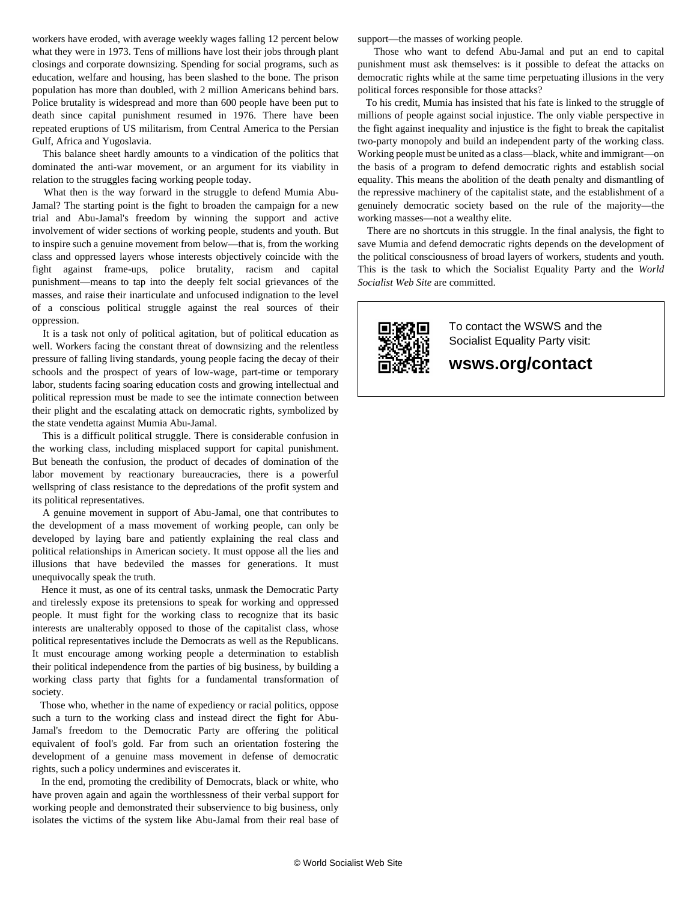workers have eroded, with average weekly wages falling 12 percent below what they were in 1973. Tens of millions have lost their jobs through plant closings and corporate downsizing. Spending for social programs, such as education, welfare and housing, has been slashed to the bone. The prison population has more than doubled, with 2 million Americans behind bars. Police brutality is widespread and more than 600 people have been put to death since capital punishment resumed in 1976. There have been repeated eruptions of US militarism, from Central America to the Persian Gulf, Africa and Yugoslavia.

This balance sheet hardly amounts to a vindication of the politics that dominated the anti-war movement, or an argument for its viability in relation to the struggles facing working people today.

What then is the way forward in the struggle to defend Mumia Abu-Jamal? The starting point is the fight to broaden the campaign for a new trial and Abu-Jamal's freedom by winning the support and active involvement of wider sections of working people, students and youth. But to inspire such a genuine movement from below—that is, from the working class and oppressed layers whose interests objectively coincide with the fight against frame-ups, police brutality, racism and capital punishment—means to tap into the deeply felt social grievances of the masses, and raise their inarticulate and unfocused indignation to the level of a conscious political struggle against the real sources of their oppression.

It is a task not only of political agitation, but of political education as well. Workers facing the constant threat of downsizing and the relentless pressure of falling living standards, young people facing the decay of their schools and the prospect of years of low-wage, part-time or temporary labor, students facing soaring education costs and growing intellectual and political repression must be made to see the intimate connection between their plight and the escalating attack on democratic rights, symbolized by the state vendetta against Mumia Abu-Jamal.

This is a difficult political struggle. There is considerable confusion in the working class, including misplaced support for capital punishment. But beneath the confusion, the product of decades of domination of the labor movement by reactionary bureaucracies, there is a powerful wellspring of class resistance to the depredations of the profit system and its political representatives.

A genuine movement in support of Abu-Jamal, one that contributes to the development of a mass movement of working people, can only be developed by laying bare and patiently explaining the real class and political relationships in American society. It must oppose all the lies and illusions that have bedeviled the masses for generations. It must unequivocally speak the truth.

Hence it must, as one of its central tasks, unmask the Democratic Party and tirelessly expose its pretensions to speak for working and oppressed people. It must fight for the working class to recognize that its basic interests are unalterably opposed to those of the capitalist class, whose political representatives include the Democrats as well as the Republicans. It must encourage among working people a determination to establish their political independence from the parties of big business, by building a working class party that fights for a fundamental transformation of society.

Those who, whether in the name of expediency or racial politics, oppose such a turn to the working class and instead direct the fight for Abu-Jamal's freedom to the Democratic Party are offering the political equivalent of fool's gold. Far from such an orientation fostering the development of a genuine mass movement in defense of democratic rights, such a policy undermines and eviscerates it.

In the end, promoting the credibility of Democrats, black or white, who have proven again and again the worthlessness of their verbal support for working people and demonstrated their subservience to big business, only isolates the victims of the system like Abu-Jamal from their real base of support—the masses of working people.

Those who want to defend Abu-Jamal and put an end to capital punishment must ask themselves: is it possible to defeat the attacks on democratic rights while at the same time perpetuating illusions in the very political forces responsible for those attacks?

To his credit, Mumia has insisted that his fate is linked to the struggle of millions of people against social injustice. The only viable perspective in the fight against inequality and injustice is the fight to break the capitalist two-party monopoly and build an independent party of the working class. Working people must be united as a class—black, white and immigrant—on the basis of a program to defend democratic rights and establish social equality. This means the abolition of the death penalty and dismantling of the repressive machinery of the capitalist state, and the establishment of a genuinely democratic society based on the rule of the majority—the working masses—not a wealthy elite.

There are no shortcuts in this struggle. In the final analysis, the fight to save Mumia and defend democratic rights depends on the development of the political consciousness of broad layers of workers, students and youth. This is the task to which the Socialist Equality Party and the *World Socialist Web Site* are committed.

To contact the WSWS and the Socialist Equality Party visit:

**wsws.org/contact**